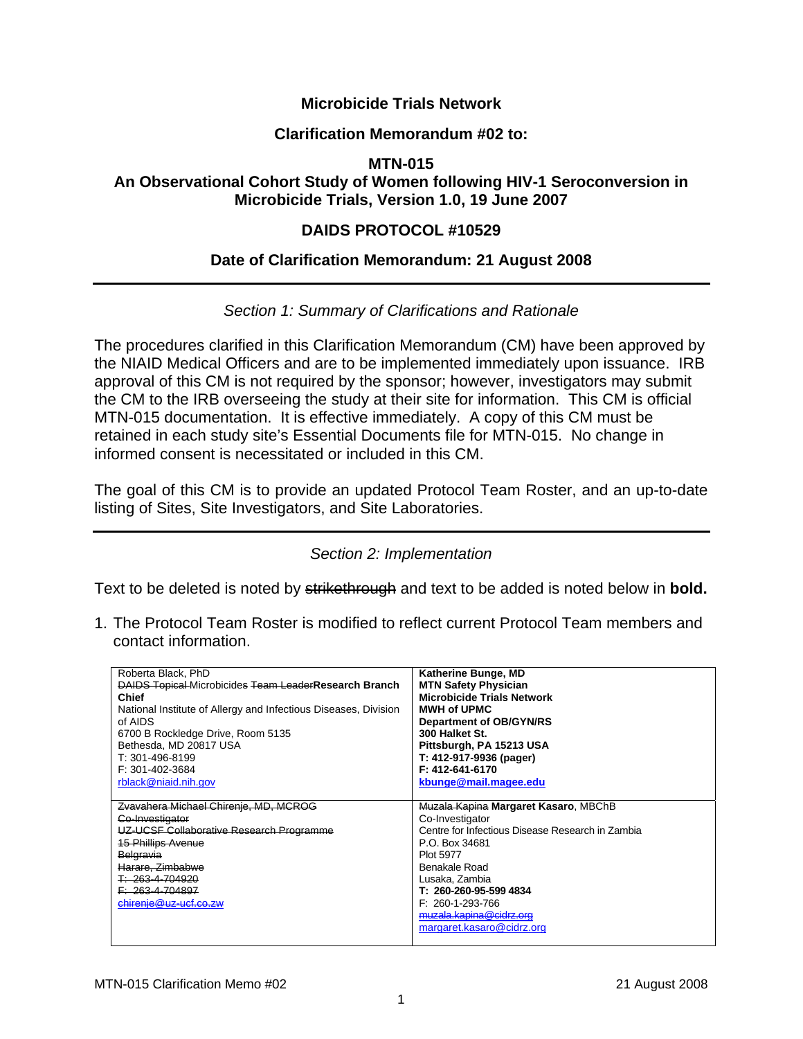# Microbicide Trials Network

## Clarification Memorandum #02 to:

## MTN-015
## An Observational Cohort Study of Women following HIV-1 Seroconversion in Microbicide Trials, Version 1.0, 19 June 2007

## DAIDS PROTOCOL #10529

## Date of Clarification Memorandum: 21 August 2008

---

*Section 1: Summary of Clarifications and Rationale*

The procedures clarified in this Clarification Memorandum (CM) have been approved by the NIAID Medical Officers and are to be implemented immediately upon issuance. IRB approval of this CM is not required by the sponsor; however, investigators may submit the CM to the IRB overseeing the study at their site for information. This CM is official MTN-015 documentation. It is effective immediately. A copy of this CM must be retained in each study site's Essential Documents file for MTN-015. No change in informed consent is necessitated or included in this CM.

The goal of this CM is to provide an updated Protocol Team Roster, and an up-to-date listing of Sites, Site Investigators, and Site Laboratories.

---

*Section 2: Implementation*

Text to be deleted is noted by ~~strikethrough~~ and text to be added is noted below in **bold.**

1. The Protocol Team Roster is modified to reflect current Protocol Team members and contact information.

| | |
|---|---|
| Roberta Black, PhD<br>~~DAIDS Topical~~ Microbicides ~~Team Leader~~**Research Branch Chief**<br>National Institute of Allergy and Infectious Diseases, Division of AIDS<br>6700 B Rockledge Drive, Room 5135<br>Bethesda, MD 20817 USA<br>T: 301-496-8199<br>F: 301-402-3684<br>rblack@niaid.nih.gov | **Katherine Bunge, MD**<br>**MTN Safety Physician**<br>**Microbicide Trials Network**<br>**MWH of UPMC**<br>**Department of OB/GYN/RS**<br>**300 Halket St.**<br>**Pittsburgh, PA 15213 USA**<br>**T: 412-917-9936 (pager)**<br>**F: 412-641-6170**<br>**kbunge@mail.magee.edu** |
| ~~Zvavahera Michael Chirenje, MD, MCROG~~<br>~~Co-Investigator~~<br>~~UZ-UCSF Collaborative Research Programme~~<br>~~15 Phillips Avenue~~<br>~~Belgravia~~<br>~~Harare, Zimbabwe~~<br>~~T: 263-4-704920~~<br>~~F: 263-4-704897~~<br>~~chirenje@uz-ucf.co.zw~~ | ~~Muzala Kapina~~ **Margaret Kasaro**, MBChB<br>Co-Investigator<br>Centre for Infectious Disease Research in Zambia<br>P.O. Box 34681<br>Plot 5977<br>Benakale Road<br>Lusaka, Zambia<br>**T: 260-260-95-599 4834**<br>F: 260-1-293-766<br>~~muzala.kapina@cidrz.org~~<br>margaret.kasaro@cidrz.org |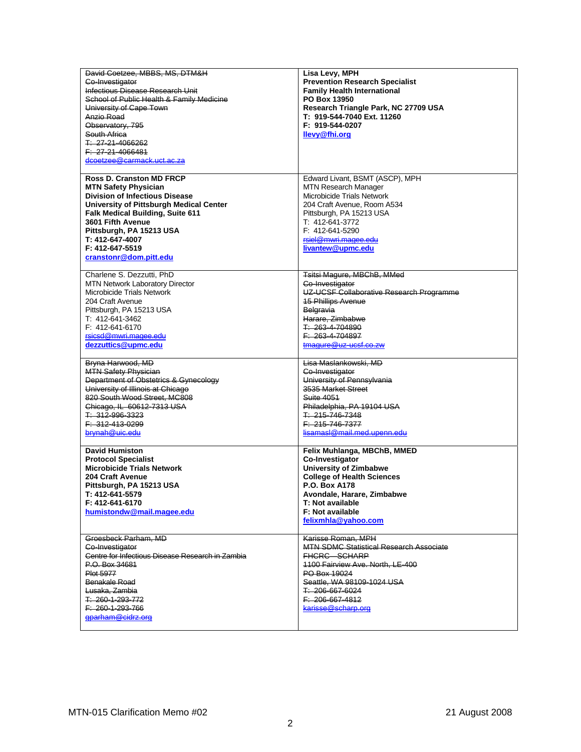| | |
|---|---|
| ~~David Coetzee, MBBS, MS, DTM&H~~<br>~~Co-Investigator~~<br>~~Infectious Disease Research Unit~~<br>~~School of Public Health & Family Medicine~~<br>~~University of Cape Town~~<br>~~Anzio Road~~<br>~~Observatory, 795~~<br>~~South Africa~~<br>~~T: 27-21-4066262~~<br>~~F: 27-21-4066481~~<br>~~dcoetzee@carmack.uct.ac.za~~ | **Lisa Levy, MPH**<br>**Prevention Research Specialist**<br>**Family Health International**<br>**PO Box 13950**<br>**Research Triangle Park, NC 27709 USA**<br>**T: 919-544-7040 Ext. 11260**<br>**F: 919-544-0207**<br>**llevy@fhi.org** |
| **Ross D. Cranston MD FRCP**<br>**MTN Safety Physician**<br>**Division of Infectious Disease**<br>**University of Pittsburgh Medical Center**<br>**Falk Medical Building, Suite 611**<br>**3601 Fifth Avenue**<br>**Pittsburgh, PA 15213 USA**<br>**T: 412-647-4007**<br>**F: 412-647-5519**<br>**cranstonr@dom.pitt.edu** | Edward Livant, BSMT (ASCP), MPH<br>MTN Research Manager<br>Microbicide Trials Network<br>204 Craft Avenue, Room A534<br>Pittsburgh, PA 15213 USA<br>T: 412-641-3772<br>F: 412-641-5290<br>~~rsiel@mwri.magee.edu~~<br>**livantew@upmc.edu** |
| Charlene S. Dezzutti, PhD<br>MTN Network Laboratory Director<br>Microbicide Trials Network<br>204 Craft Avenue<br>Pittsburgh, PA 15213 USA<br>T: 412-641-3462<br>F: 412-641-6170<br>~~rsicsd@mwri.magee.edu~~<br>**dezzuttics@upmc.edu** | ~~Tsitsi Magure, MBChB, MMed~~<br>~~Co-Investigator~~<br>~~UZ-UCSF Collaborative Research Programme~~<br>~~15 Phillips Avenue~~<br>~~Belgravia~~<br>~~Harare, Zimbabwe~~<br>~~T: 263-4-704890~~<br>~~F: 263-4-704897~~<br>~~tmagure@uz-ucsf.co.zw~~ |
| ~~Bryna Harwood, MD~~<br>~~MTN Safety Physician~~<br>~~Department of Obstetrics & Gynecology~~<br>~~University of Illinois at Chicago~~<br>~~820 South Wood Street, MC808~~<br>~~Chicago, IL 60612-7313 USA~~<br>~~T: 312-996-3323~~<br>~~F: 312-413-0299~~<br>~~brynah@uic.edu~~ | ~~Lisa Maslankowski, MD~~<br>~~Co-Investigator~~<br>~~University of Pennsylvania~~<br>~~3535 Market Street~~<br>~~Suite 4051~~<br>~~Philadelphia, PA 19104 USA~~<br>~~T: 215-746-7348~~<br>~~F: 215-746-7377~~<br>~~lisamasl@mail.med.upenn.edu~~ |
| **David Humiston**<br>**Protocol Specialist**<br>**Microbicide Trials Network**<br>**204 Craft Avenue**<br>**Pittsburgh, PA 15213 USA**<br>**T: 412-641-5579**<br>**F: 412-641-6170**<br>**humistondw@mail.magee.edu** | **Felix Muhlanga, MBChB, MMED**<br>**Co-Investigator**<br>**University of Zimbabwe**<br>**College of Health Sciences**<br>**P.O. Box A178**<br>**Avondale, Harare, Zimbabwe**<br>**T: Not available**<br>**F: Not available**<br>**felixmhla@yahoo.com** |
| ~~Groesbeck Parham, MD~~<br>~~Co-Investigator~~<br>~~Centre for Infectious Disease Research in Zambia~~<br>~~P.O. Box 34681~~<br>~~Plot 5977~~<br>~~Benakale Road~~<br>~~Lusaka, Zambia~~<br>~~T: 260-1-293-772~~<br>~~F: 260-1-293-766~~<br>~~gparham@cidrz.org~~ | ~~Karisse Roman, MPH~~<br>~~MTN SDMC Statistical Research Associate~~<br>~~FHCRC – SCHARP~~<br>~~1100 Fairview Ave. North, LE-400~~<br>~~PO Box 19024~~<br>~~Seattle, WA 98109-1024 USA~~<br>~~T: 206-667-6024~~<br>~~F: 206-667-4812~~<br>~~karisse@scharp.org~~ |

MTN-015 Clarification Memo #02 — 21 August 2008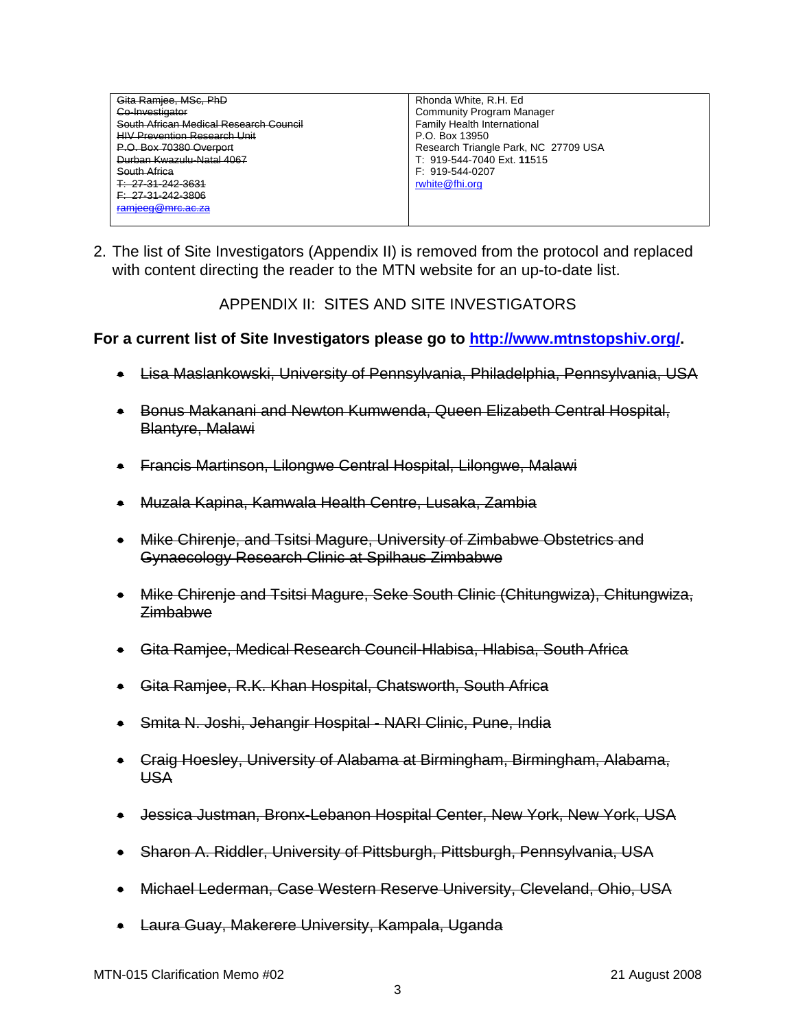| ~~Gita Ramjee, MSc, PhD~~<br>~~Co-Investigator~~<br>~~South African Medical Research Council~~<br>~~HIV Prevention Research Unit~~<br>~~P.O. Box 70380 Overport~~<br>~~Durban Kwazulu-Natal 4067~~<br>~~South Africa~~<br>~~T: 27-31-242-3631~~<br>~~F: 27-31-242-3806~~<br>~~ramjeeg@mrc.ac.za~~ | Rhonda White, R.H. Ed<br>Community Program Manager<br>Family Health International<br>P.O. Box 13950<br>Research Triangle Park, NC 27709 USA<br>T: 919-544-7040 Ext. **11**515<br>F: 919-544-0207<br>rwhite@fhi.org |
|---|---|

2. The list of Site Investigators (Appendix II) is removed from the protocol and replaced with content directing the reader to the MTN website for an up-to-date list.

APPENDIX II: SITES AND SITE INVESTIGATORS

**For a current list of Site Investigators please go to http://www.mtnstopshiv.org/.**

- ~~Lisa Maslankowski, University of Pennsylvania, Philadelphia, Pennsylvania, USA~~
- ~~Bonus Makanani and Newton Kumwenda, Queen Elizabeth Central Hospital, Blantyre, Malawi~~
- ~~Francis Martinson, Lilongwe Central Hospital, Lilongwe, Malawi~~
- ~~Muzala Kapina, Kamwala Health Centre, Lusaka, Zambia~~
- ~~Mike Chirenje, and Tsitsi Magure, University of Zimbabwe Obstetrics and Gynaecology Research Clinic at Spilhaus Zimbabwe~~
- ~~Mike Chirenje and Tsitsi Magure, Seke South Clinic (Chitungwiza), Chitungwiza, Zimbabwe~~
- ~~Gita Ramjee, Medical Research Council-Hlabisa, Hlabisa, South Africa~~
- ~~Gita Ramjee, R.K. Khan Hospital, Chatsworth, South Africa~~
- ~~Smita N. Joshi, Jehangir Hospital - NARI Clinic, Pune, India~~
- ~~Craig Hoesley, University of Alabama at Birmingham, Birmingham, Alabama, USA~~
- ~~Jessica Justman, Bronx-Lebanon Hospital Center, New York, New York, USA~~
- ~~Sharon A. Riddler, University of Pittsburgh, Pittsburgh, Pennsylvania, USA~~
- ~~Michael Lederman, Case Western Reserve University, Cleveland, Ohio, USA~~
- ~~Laura Guay, Makerere University, Kampala, Uganda~~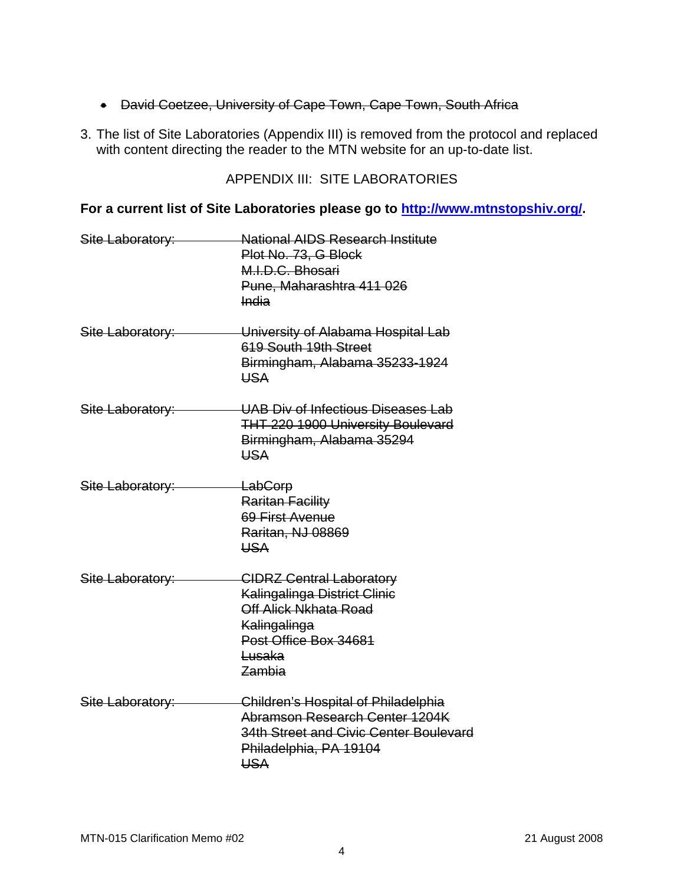- ~~David Coetzee, University of Cape Town, Cape Town, South Africa~~

3. The list of Site Laboratories (Appendix III) is removed from the protocol and replaced with content directing the reader to the MTN website for an up-to-date list.

APPENDIX III: SITE LABORATORIES

**For a current list of Site Laboratories please go to [http://www.mtnstopshiv.org/](http://www.mtnstopshiv.org/).**

~~Site Laboratory: National AIDS Research Institute~~
~~Plot No. 73, G Block~~
~~M.I.D.C. Bhosari~~
~~Pune, Maharashtra 411 026~~
~~India~~

~~Site Laboratory: University of Alabama Hospital Lab~~
~~619 South 19th Street~~
~~Birmingham, Alabama 35233-1924~~
~~USA~~

~~Site Laboratory: UAB Div of Infectious Diseases Lab~~
~~THT 220 1900 University Boulevard~~
~~Birmingham, Alabama 35294~~
~~USA~~

~~Site Laboratory: LabCorp~~
~~Raritan Facility~~
~~69 First Avenue~~
~~Raritan, NJ 08869~~
~~USA~~

~~Site Laboratory: CIDRZ Central Laboratory~~
~~Kalingalinga District Clinic~~
~~Off Alick Nkhata Road~~
~~Kalingalinga~~
~~Post Office Box 34681~~
~~Lusaka~~
~~Zambia~~

~~Site Laboratory: Children's Hospital of Philadelphia~~
~~Abramson Research Center 1204K~~
~~34th Street and Civic Center Boulevard~~
~~Philadelphia, PA 19104~~
~~USA~~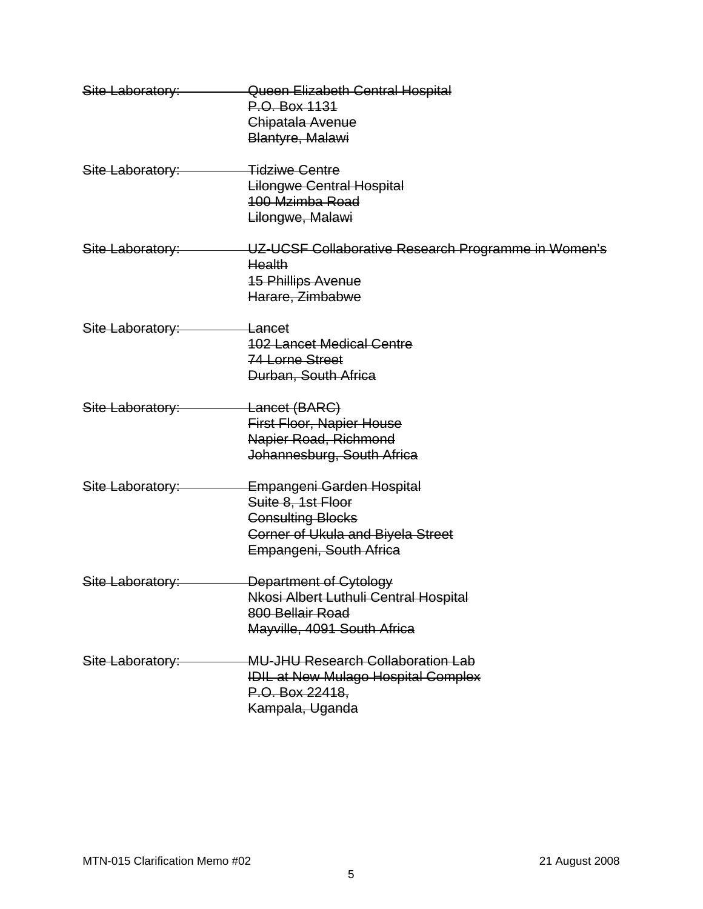~~Site Laboratory:~~ ~~Queen Elizabeth Central Hospital~~
~~P.O. Box 1131~~
~~Chipatala Avenue~~
~~Blantyre, Malawi~~

~~Site Laboratory:~~ ~~Tidziwe Centre~~
~~Lilongwe Central Hospital~~
~~100 Mzimba Road~~
~~Lilongwe, Malawi~~

~~Site Laboratory:~~ ~~UZ-UCSF Collaborative Research Programme in Women's Health~~
~~15 Phillips Avenue~~
~~Harare, Zimbabwe~~

~~Site Laboratory:~~ ~~Lancet~~
~~102 Lancet Medical Centre~~
~~74 Lorne Street~~
~~Durban, South Africa~~

~~Site Laboratory:~~ ~~Lancet (BARC)~~
~~First Floor, Napier House~~
~~Napier Road, Richmond~~
~~Johannesburg, South Africa~~

~~Site Laboratory:~~ ~~Empangeni Garden Hospital~~
~~Suite 8, 1st Floor~~
~~Consulting Blocks~~
~~Corner of Ukula and Biyela Street~~
~~Empangeni, South Africa~~

~~Site Laboratory:~~ ~~Department of Cytology~~
~~Nkosi Albert Luthuli Central Hospital~~
~~800 Bellair Road~~
~~Mayville, 4091 South Africa~~

~~Site Laboratory:~~ ~~MU-JHU Research Collaboration Lab~~
~~IDIL at New Mulago Hospital Complex~~
~~P.O. Box 22418,~~
~~Kampala, Uganda~~